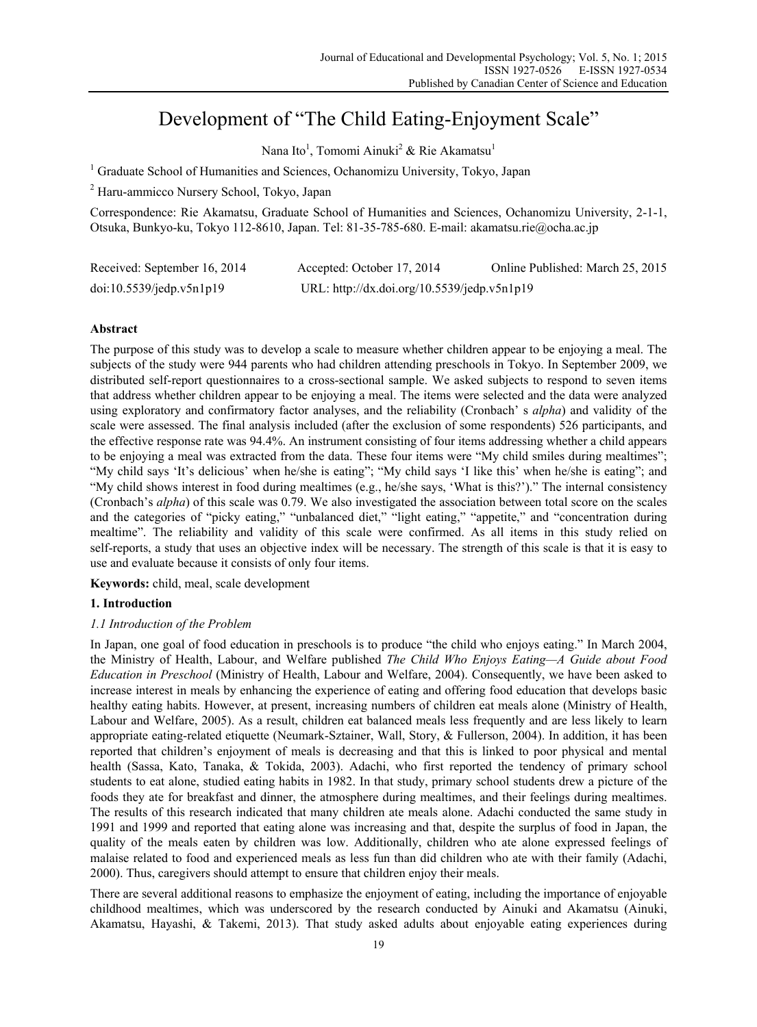# Development of "The Child Eating-Enjoyment Scale"

Nana Ito[1], Tomomi Ainuki[2] & Rie Akamatsu[1]

[1] Graduate School of Humanities and Sciences, Ochanomizu University, Tokyo, Japan

[2] Haru-ammicco Nursery School, Tokyo, Japan

Correspondence: Rie Akamatsu, Graduate School of Humanities and Sciences, Ochanomizu University, 2-1-1, Otsuka, Bunkyo-ku, Tokyo 112-8610, Japan. Tel: 81-35-785-680. E-mail: akamatsu.rie@ocha.ac.jp

Received: September 16, 2014 Accepted: October 17, 2014 Online Published: March 25, 2015

doi:10.5539/jedp.v5n1p19 URL: http://dx.doi.org/10.5539/jedp.v5n1p19

## Abstract

The purpose of this study was to develop a scale to measure whether children appear to be enjoying a meal. The subjects of the study were 944 parents who had children attending preschools in Tokyo. In September 2009, we distributed self-report questionnaires to a cross-sectional sample. We asked subjects to respond to seven items that address whether children appear to be enjoying a meal. The items were selected and the data were analyzed using exploratory and confirmatory factor analyses, and the reliability (Cronbach' s *alpha*) and validity of the scale were assessed. The final analysis included (after the exclusion of some respondents) 526 participants, and the effective response rate was 94.4%. An instrument consisting of four items addressing whether a child appears to be enjoying a meal was extracted from the data. These four items were "My child smiles during mealtimes"; "My child says 'It's delicious' when he/she is eating"; "My child says 'I like this' when he/she is eating"; and "My child shows interest in food during mealtimes (e.g., he/she says, 'What is this?')." The internal consistency (Cronbach's *alpha*) of this scale was 0.79. We also investigated the association between total score on the scales and the categories of "picky eating," "unbalanced diet," "light eating," "appetite," and "concentration during mealtime". The reliability and validity of this scale were confirmed. As all items in this study relied on self-reports, a study that uses an objective index will be necessary. The strength of this scale is that it is easy to use and evaluate because it consists of only four items.

**Keywords:** child, meal, scale development

## 1. Introduction

### *1.1 Introduction of the Problem*

In Japan, one goal of food education in preschools is to produce "the child who enjoys eating." In March 2004, the Ministry of Health, Labour, and Welfare published *The Child Who Enjoys Eating—A Guide about Food Education in Preschool* (Ministry of Health, Labour and Welfare, 2004). Consequently, we have been asked to increase interest in meals by enhancing the experience of eating and offering food education that develops basic healthy eating habits. However, at present, increasing numbers of children eat meals alone (Ministry of Health, Labour and Welfare, 2005). As a result, children eat balanced meals less frequently and are less likely to learn appropriate eating-related etiquette (Neumark-Sztainer, Wall, Story, & Fullerson, 2004). In addition, it has been reported that children's enjoyment of meals is decreasing and that this is linked to poor physical and mental health (Sassa, Kato, Tanaka, & Tokida, 2003). Adachi, who first reported the tendency of primary school students to eat alone, studied eating habits in 1982. In that study, primary school students drew a picture of the foods they ate for breakfast and dinner, the atmosphere during mealtimes, and their feelings during mealtimes. The results of this research indicated that many children ate meals alone. Adachi conducted the same study in 1991 and 1999 and reported that eating alone was increasing and that, despite the surplus of food in Japan, the quality of the meals eaten by children was low. Additionally, children who ate alone expressed feelings of malaise related to food and experienced meals as less fun than did children who ate with their family (Adachi, 2000). Thus, caregivers should attempt to ensure that children enjoy their meals.

There are several additional reasons to emphasize the enjoyment of eating, including the importance of enjoyable childhood mealtimes, which was underscored by the research conducted by Ainuki and Akamatsu (Ainuki, Akamatsu, Hayashi, & Takemi, 2013). That study asked adults about enjoyable eating experiences during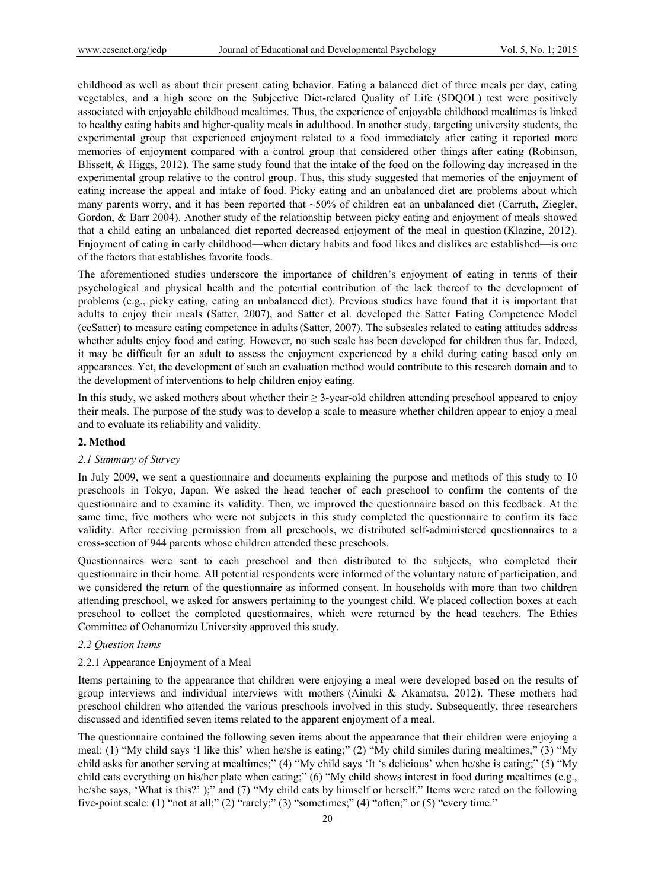childhood as well as about their present eating behavior. Eating a balanced diet of three meals per day, eating vegetables, and a high score on the Subjective Diet-related Quality of Life (SDQOL) test were positively associated with enjoyable childhood mealtimes. Thus, the experience of enjoyable childhood mealtimes is linked to healthy eating habits and higher-quality meals in adulthood. In another study, targeting university students, the experimental group that experienced enjoyment related to a food immediately after eating it reported more memories of enjoyment compared with a control group that considered other things after eating (Robinson, Blissett, & Higgs, 2012). The same study found that the intake of the food on the following day increased in the experimental group relative to the control group. Thus, this study suggested that memories of the enjoyment of eating increase the appeal and intake of food. Picky eating and an unbalanced diet are problems about which many parents worry, and it has been reported that ~50% of children eat an unbalanced diet (Carruth, Ziegler, Gordon, & Barr 2004). Another study of the relationship between picky eating and enjoyment of meals showed that a child eating an unbalanced diet reported decreased enjoyment of the meal in question (Klazine, 2012). Enjoyment of eating in early childhood—when dietary habits and food likes and dislikes are established—is one of the factors that establishes favorite foods.

The aforementioned studies underscore the importance of children's enjoyment of eating in terms of their psychological and physical health and the potential contribution of the lack thereof to the development of problems (e.g., picky eating, eating an unbalanced diet). Previous studies have found that it is important that adults to enjoy their meals (Satter, 2007), and Satter et al. developed the Satter Eating Competence Model (ecSatter) to measure eating competence in adults (Satter, 2007). The subscales related to eating attitudes address whether adults enjoy food and eating. However, no such scale has been developed for children thus far. Indeed, it may be difficult for an adult to assess the enjoyment experienced by a child during eating based only on appearances. Yet, the development of such an evaluation method would contribute to this research domain and to the development of interventions to help children enjoy eating.

In this study, we asked mothers about whether their ≥ 3-year-old children attending preschool appeared to enjoy their meals. The purpose of the study was to develop a scale to measure whether children appear to enjoy a meal and to evaluate its reliability and validity.

## 2. Method

### *2.1 Summary of Survey*

In July 2009, we sent a questionnaire and documents explaining the purpose and methods of this study to 10 preschools in Tokyo, Japan. We asked the head teacher of each preschool to confirm the contents of the questionnaire and to examine its validity. Then, we improved the questionnaire based on this feedback. At the same time, five mothers who were not subjects in this study completed the questionnaire to confirm its face validity. After receiving permission from all preschools, we distributed self-administered questionnaires to a cross-section of 944 parents whose children attended these preschools.

Questionnaires were sent to each preschool and then distributed to the subjects, who completed their questionnaire in their home. All potential respondents were informed of the voluntary nature of participation, and we considered the return of the questionnaire as informed consent. In households with more than two children attending preschool, we asked for answers pertaining to the youngest child. We placed collection boxes at each preschool to collect the completed questionnaires, which were returned by the head teachers. The Ethics Committee of Ochanomizu University approved this study.

### *2.2 Question Items*

#### 2.2.1 Appearance Enjoyment of a Meal

Items pertaining to the appearance that children were enjoying a meal were developed based on the results of group interviews and individual interviews with mothers (Ainuki & Akamatsu, 2012). These mothers had preschool children who attended the various preschools involved in this study. Subsequently, three researchers discussed and identified seven items related to the apparent enjoyment of a meal.

The questionnaire contained the following seven items about the appearance that their children were enjoying a meal: (1) "My child says 'I like this' when he/she is eating;" (2) "My child similes during mealtimes;" (3) "My child asks for another serving at mealtimes;" (4) "My child says 'It 's delicious' when he/she is eating;" (5) "My child eats everything on his/her plate when eating;" (6) "My child shows interest in food during mealtimes (e.g., he/she says, 'What is this?' );" and (7) "My child eats by himself or herself." Items were rated on the following five-point scale: (1) "not at all;" (2) "rarely;" (3) "sometimes;" (4) "often;" or (5) "every time."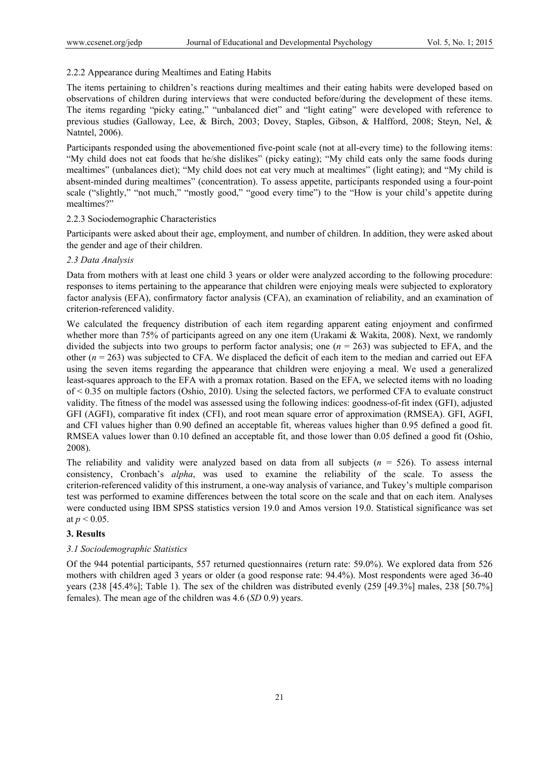2.2.2 Appearance during Mealtimes and Eating Habits

The items pertaining to children's reactions during mealtimes and their eating habits were developed based on observations of children during interviews that were conducted before/during the development of these items. The items regarding "picky eating," "unbalanced diet" and "light eating" were developed with reference to previous studies (Galloway, Lee, & Birch, 2003; Dovey, Staples, Gibson, & Halfford, 2008; Steyn, Nel, & Natntel, 2006).

Participants responded using the abovementioned five-point scale (not at all-every time) to the following items: "My child does not eat foods that he/she dislikes" (picky eating); "My child eats only the same foods during mealtimes" (unbalances diet); "My child does not eat very much at mealtimes" (light eating); and "My child is absent-minded during mealtimes" (concentration). To assess appetite, participants responded using a four-point scale ("slightly," "not much," "mostly good," "good every time") to the "How is your child's appetite during mealtimes?"

2.2.3 Sociodemographic Characteristics

Participants were asked about their age, employment, and number of children. In addition, they were asked about the gender and age of their children.

### *2.3 Data Analysis*

Data from mothers with at least one child 3 years or older were analyzed according to the following procedure: responses to items pertaining to the appearance that children were enjoying meals were subjected to exploratory factor analysis (EFA), confirmatory factor analysis (CFA), an examination of reliability, and an examination of criterion-referenced validity.

We calculated the frequency distribution of each item regarding apparent eating enjoyment and confirmed whether more than 75% of participants agreed on any one item (Urakami & Wakita, 2008). Next, we randomly divided the subjects into two groups to perform factor analysis; one ($n$ = 263) was subjected to EFA, and the other ($n$ = 263) was subjected to CFA. We displaced the deficit of each item to the median and carried out EFA using the seven items regarding the appearance that children were enjoying a meal. We used a generalized least-squares approach to the EFA with a promax rotation. Based on the EFA, we selected items with no loading of < 0.35 on multiple factors (Oshio, 2010). Using the selected factors, we performed CFA to evaluate construct validity. The fitness of the model was assessed using the following indices: goodness-of-fit index (GFI), adjusted GFI (AGFI), comparative fit index (CFI), and root mean square error of approximation (RMSEA). GFI, AGFI, and CFI values higher than 0.90 defined an acceptable fit, whereas values higher than 0.95 defined a good fit. RMSEA values lower than 0.10 defined an acceptable fit, and those lower than 0.05 defined a good fit (Oshio, 2008).

The reliability and validity were analyzed based on data from all subjects ($n$ = 526). To assess internal consistency, Cronbach's *alpha*, was used to examine the reliability of the scale. To assess the criterion-referenced validity of this instrument, a one-way analysis of variance, and Tukey's multiple comparison test was performed to examine differences between the total score on the scale and that on each item. Analyses were conducted using IBM SPSS statistics version 19.0 and Amos version 19.0. Statistical significance was set at $p < 0.05$.

## **3. Results**

### *3.1 Sociodemographic Statistics*

Of the 944 potential participants, 557 returned questionnaires (return rate: 59.0%). We explored data from 526 mothers with children aged 3 years or older (a good response rate: 94.4%). Most respondents were aged 36-40 years (238 [45.4%]; Table 1). The sex of the children was distributed evenly (259 [49.3%] males, 238 [50.7%] females). The mean age of the children was 4.6 (*SD* 0.9) years.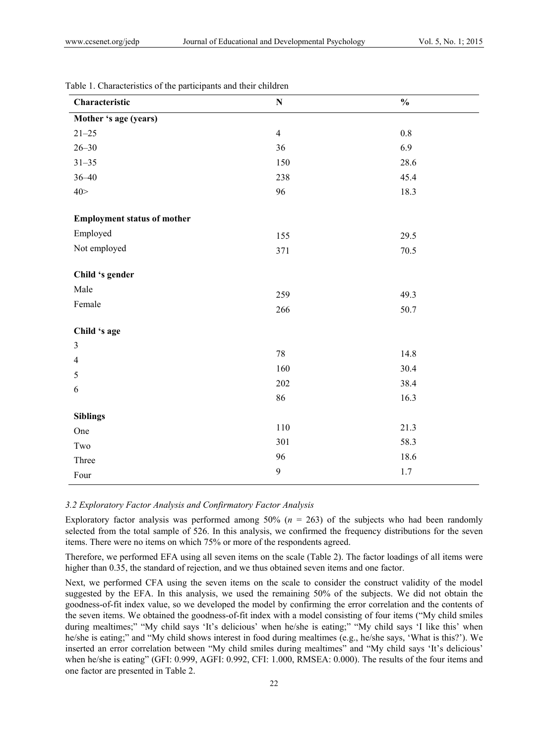Table 1. Characteristics of the participants and their children

| Characteristic | N | % |
|---|---|---|
| **Mother 's age (years)** | | |
| 21–25 | 4 | 0.8 |
| 26–30 | 36 | 6.9 |
| 31–35 | 150 | 28.6 |
| 36–40 | 238 | 45.4 |
| 40> | 96 | 18.3 |
| **Employment status of mother** | | |
| Employed | 155 | 29.5 |
| Not employed | 371 | 70.5 |
| **Child 's gender** | | |
| Male | 259 | 49.3 |
| Female | 266 | 50.7 |
| **Child 's age** | | |
| 3 | 78 | 14.8 |
| 4 | 160 | 30.4 |
| 5 | 202 | 38.4 |
| 6 | 86 | 16.3 |
| **Siblings** | | |
| One | 110 | 21.3 |
| Two | 301 | 58.3 |
| Three | 96 | 18.6 |
| Four | 9 | 1.7 |

### *3.2 Exploratory Factor Analysis and Confirmatory Factor Analysis*

Exploratory factor analysis was performed among 50% ($n$ = 263) of the subjects who had been randomly selected from the total sample of 526. In this analysis, we confirmed the frequency distributions for the seven items. There were no items on which 75% or more of the respondents agreed.

Therefore, we performed EFA using all seven items on the scale (Table 2). The factor loadings of all items were higher than 0.35, the standard of rejection, and we thus obtained seven items and one factor.

Next, we performed CFA using the seven items on the scale to consider the construct validity of the model suggested by the EFA. In this analysis, we used the remaining 50% of the subjects. We did not obtain the goodness-of-fit index value, so we developed the model by confirming the error correlation and the contents of the seven items. We obtained the goodness-of-fit index with a model consisting of four items ("My child smiles during mealtimes;" "My child says 'It's delicious' when he/she is eating;" "My child says 'I like this' when he/she is eating;" and "My child shows interest in food during mealtimes (e.g., he/she says, 'What is this?'). We inserted an error correlation between "My child smiles during mealtimes" and "My child says 'It's delicious' when he/she is eating" (GFI: 0.999, AGFI: 0.992, CFI: 1.000, RMSEA: 0.000). The results of the four items and one factor are presented in Table 2.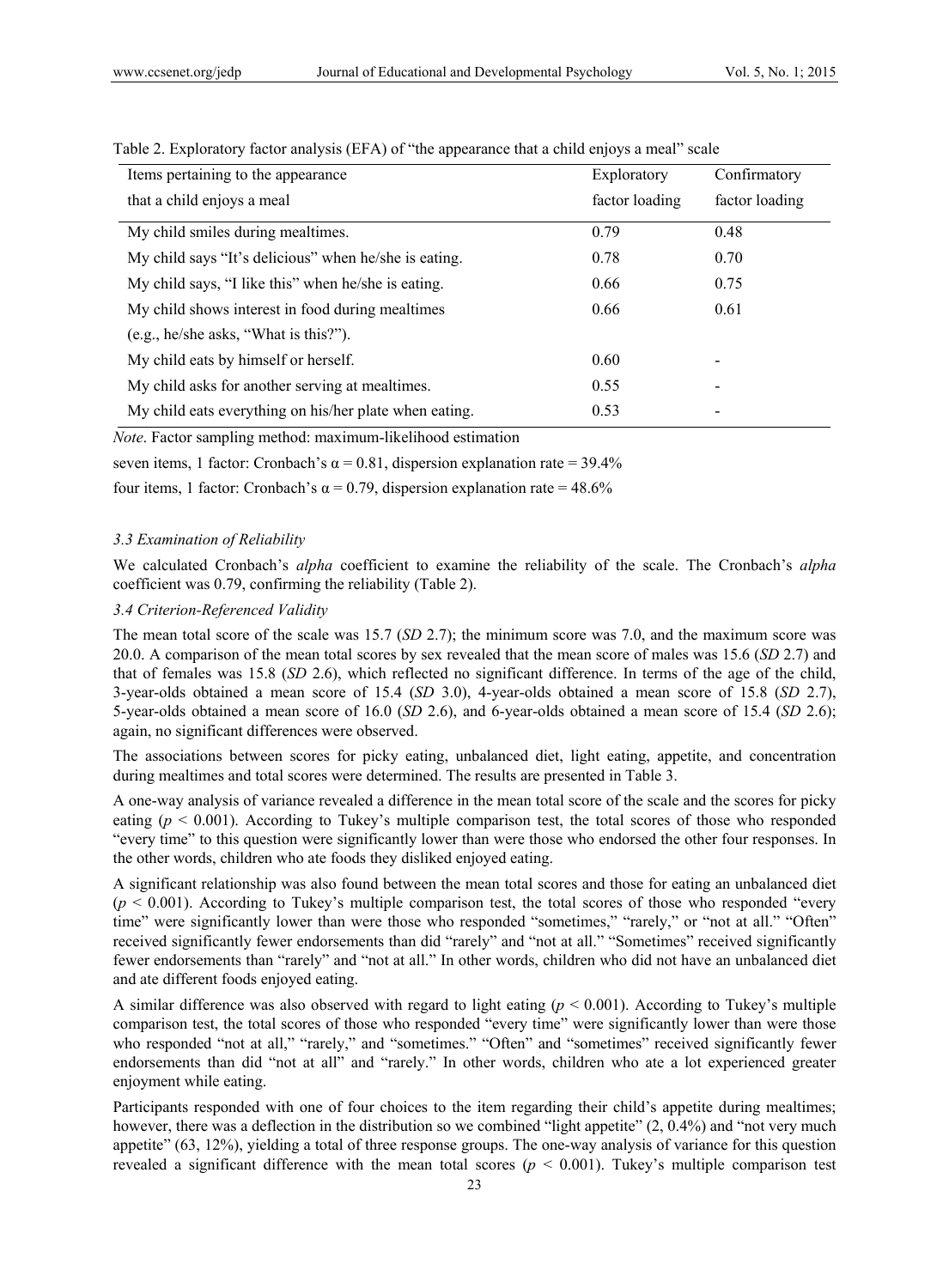Table 2. Exploratory factor analysis (EFA) of "the appearance that a child enjoys a meal" scale

| Items pertaining to the appearance that a child enjoys a meal | Exploratory factor loading | Confirmatory factor loading |
|---|---|---|
| My child smiles during mealtimes. | 0.79 | 0.48 |
| My child says "It's delicious" when he/she is eating. | 0.78 | 0.70 |
| My child says, "I like this" when he/she is eating. | 0.66 | 0.75 |
| My child shows interest in food during mealtimes (e.g., he/she asks, "What is this?"). | 0.66 | 0.61 |
| My child eats by himself or herself. | 0.60 | - |
| My child asks for another serving at mealtimes. | 0.55 | - |
| My child eats everything on his/her plate when eating. | 0.53 | - |

*Note*. Factor sampling method: maximum-likelihood estimation

seven items, 1 factor: Cronbach's α = 0.81, dispersion explanation rate = 39.4%

four items, 1 factor: Cronbach's α = 0.79, dispersion explanation rate = 48.6%

### *3.3 Examination of Reliability*

We calculated Cronbach's *alpha* coefficient to examine the reliability of the scale. The Cronbach's *alpha* coefficient was 0.79, confirming the reliability (Table 2).

### *3.4 Criterion-Referenced Validity*

The mean total score of the scale was 15.7 (*SD* 2.7); the minimum score was 7.0, and the maximum score was 20.0. A comparison of the mean total scores by sex revealed that the mean score of males was 15.6 (*SD* 2.7) and that of females was 15.8 (*SD* 2.6), which reflected no significant difference. In terms of the age of the child, 3-year-olds obtained a mean score of 15.4 (*SD* 3.0), 4-year-olds obtained a mean score of 15.8 (*SD* 2.7), 5-year-olds obtained a mean score of 16.0 (*SD* 2.6), and 6-year-olds obtained a mean score of 15.4 (*SD* 2.6); again, no significant differences were observed.

The associations between scores for picky eating, unbalanced diet, light eating, appetite, and concentration during mealtimes and total scores were determined. The results are presented in Table 3.

A one-way analysis of variance revealed a difference in the mean total score of the scale and the scores for picky eating ($p < 0.001$). According to Tukey's multiple comparison test, the total scores of those who responded "every time" to this question were significantly lower than were those who endorsed the other four responses. In the other words, children who ate foods they disliked enjoyed eating.

A significant relationship was also found between the mean total scores and those for eating an unbalanced diet ($p < 0.001$). According to Tukey's multiple comparison test, the total scores of those who responded "every time" were significantly lower than were those who responded "sometimes," "rarely," or "not at all." "Often" received significantly fewer endorsements than did "rarely" and "not at all." "Sometimes" received significantly fewer endorsements than "rarely" and "not at all." In other words, children who did not have an unbalanced diet and ate different foods enjoyed eating.

A similar difference was also observed with regard to light eating ($p < 0.001$). According to Tukey's multiple comparison test, the total scores of those who responded "every time" were significantly lower than were those who responded "not at all," "rarely," and "sometimes." "Often" and "sometimes" received significantly fewer endorsements than did "not at all" and "rarely." In other words, children who ate a lot experienced greater enjoyment while eating.

Participants responded with one of four choices to the item regarding their child's appetite during mealtimes; however, there was a deflection in the distribution so we combined "light appetite" (2, 0.4%) and "not very much appetite" (63, 12%), yielding a total of three response groups. The one-way analysis of variance for this question revealed a significant difference with the mean total scores ($p < 0.001$). Tukey's multiple comparison test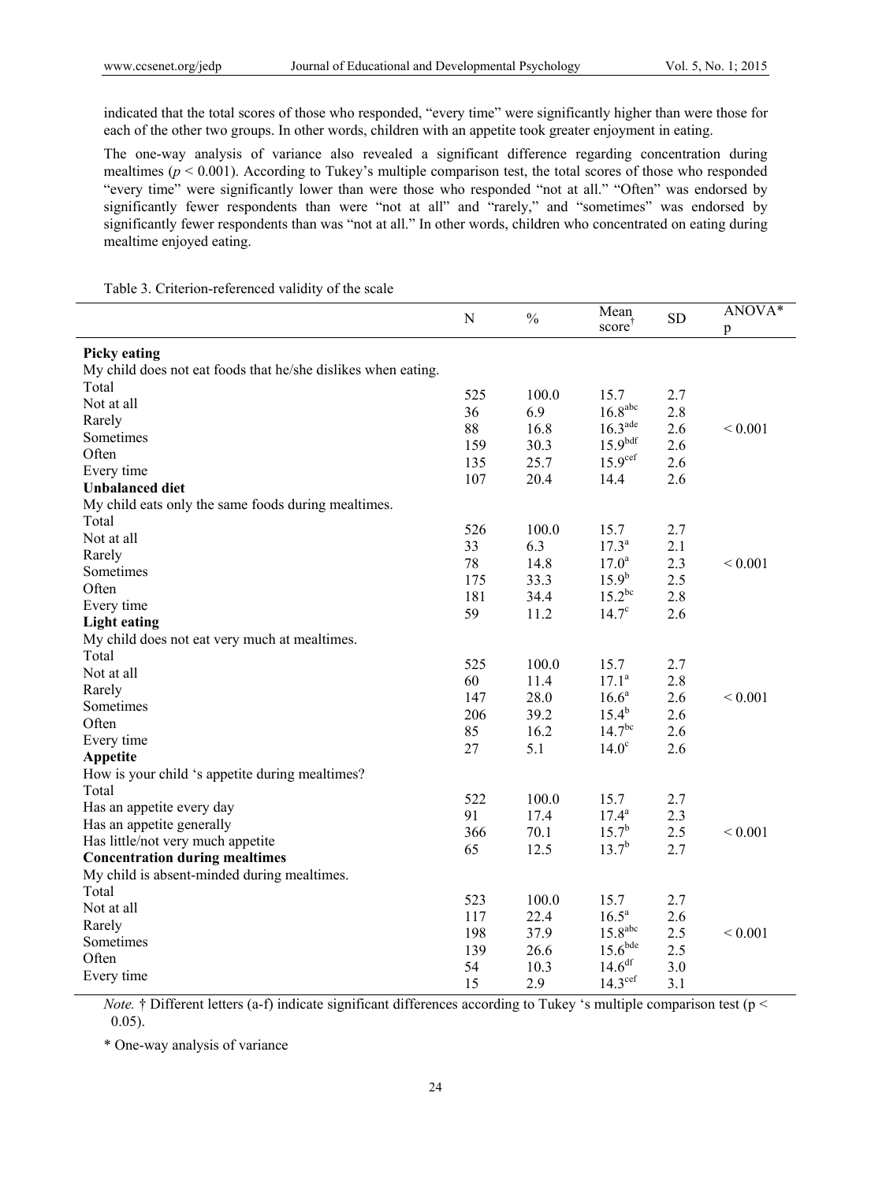indicated that the total scores of those who responded, "every time" were significantly higher than were those for each of the other two groups. In other words, children with an appetite took greater enjoyment in eating.

The one-way analysis of variance also revealed a significant difference regarding concentration during mealtimes ($p < 0.001$). According to Tukey's multiple comparison test, the total scores of those who responded "every time" were significantly lower than were those who responded "not at all." "Often" was endorsed by significantly fewer respondents than were "not at all" and "rarely," and "sometimes" was endorsed by significantly fewer respondents than was "not at all." In other words, children who concentrated on eating during mealtime enjoyed eating.

Table 3. Criterion-referenced validity of the scale

| | N | % | Mean score† | SD | ANOVA* p |
|---|---|---|---|---|---|
| **Picky eating** | | | | | |
| My child does not eat foods that he/she dislikes when eating. | | | | | |
| Total | 525 | 100.0 | 15.7 | 2.7 | |
| Not at all | 36 | 6.9 | $16.8^{abc}$ | 2.8 | |
| Rarely | 88 | 16.8 | $16.3^{ade}$ | 2.6 | < 0.001 |
| Sometimes | 159 | 30.3 | $15.9^{bdf}$ | 2.6 | |
| Often | 135 | 25.7 | $15.9^{cef}$ | 2.6 | |
| Every time | 107 | 20.4 | 14.4 | 2.6 | |
| **Unbalanced diet** | | | | | |
| My child eats only the same foods during mealtimes. | | | | | |
| Total | 526 | 100.0 | 15.7 | 2.7 | |
| Not at all | 33 | 6.3 | $17.3^{a}$ | 2.1 | |
| Rarely | 78 | 14.8 | $17.0^{a}$ | 2.3 | < 0.001 |
| Sometimes | 175 | 33.3 | $15.9^{b}$ | 2.5 | |
| Often | 181 | 34.4 | $15.2^{bc}$ | 2.8 | |
| Every time | 59 | 11.2 | $14.7^{c}$ | 2.6 | |
| **Light eating** | | | | | |
| My child does not eat very much at mealtimes. | | | | | |
| Total | 525 | 100.0 | 15.7 | 2.7 | |
| Not at all | 60 | 11.4 | $17.1^{a}$ | 2.8 | |
| Rarely | 147 | 28.0 | $16.6^{a}$ | 2.6 | < 0.001 |
| Sometimes | 206 | 39.2 | $15.4^{b}$ | 2.6 | |
| Often | 85 | 16.2 | $14.7^{bc}$ | 2.6 | |
| Every time | 27 | 5.1 | $14.0^{c}$ | 2.6 | |
| **Appetite** | | | | | |
| How is your child 's appetite during mealtimes? | | | | | |
| Total | 522 | 100.0 | 15.7 | 2.7 | |
| Has an appetite every day | 91 | 17.4 | $17.4^{a}$ | 2.3 | |
| Has an appetite generally | 366 | 70.1 | $15.7^{b}$ | 2.5 | < 0.001 |
| Has little/not very much appetite | 65 | 12.5 | $13.7^{b}$ | 2.7 | |
| **Concentration during mealtimes** | | | | | |
| My child is absent-minded during mealtimes. | | | | | |
| Total | 523 | 100.0 | 15.7 | 2.7 | |
| Not at all | 117 | 22.4 | $16.5^{a}$ | 2.6 | |
| Rarely | 198 | 37.9 | $15.8^{abc}$ | 2.5 | < 0.001 |
| Sometimes | 139 | 26.6 | $15.6^{bde}$ | 2.5 | |
| Often | 54 | 10.3 | $14.6^{df}$ | 3.0 | |
| Every time | 15 | 2.9 | $14.3^{cef}$ | 3.1 | |

*Note.* † Different letters (a-f) indicate significant differences according to Tukey 's multiple comparison test ($p < 0.05$).

\* One-way analysis of variance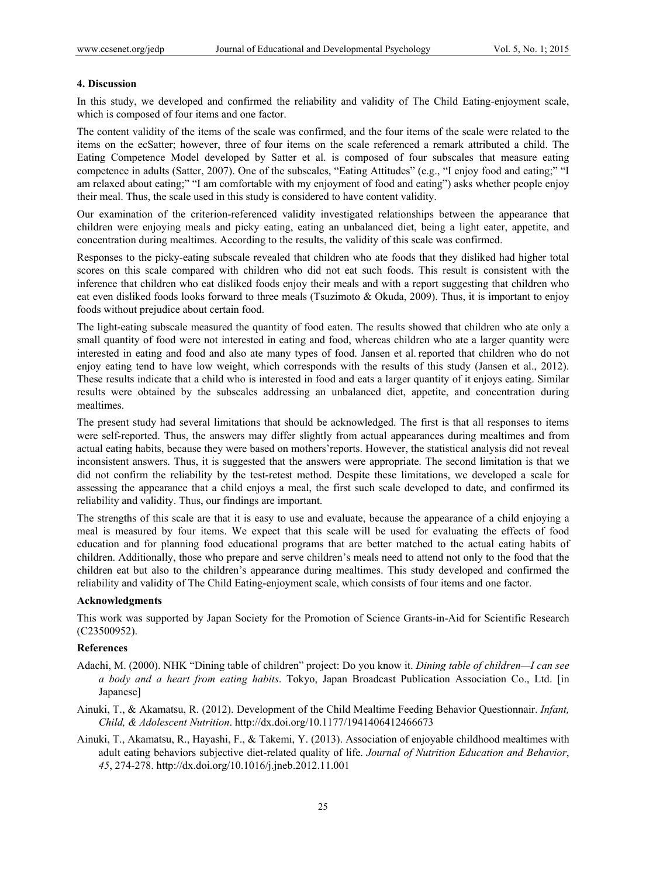## 4. Discussion

In this study, we developed and confirmed the reliability and validity of The Child Eating-enjoyment scale, which is composed of four items and one factor.

The content validity of the items of the scale was confirmed, and the four items of the scale were related to the items on the ecSatter; however, three of four items on the scale referenced a remark attributed a child. The Eating Competence Model developed by Satter et al. is composed of four subscales that measure eating competence in adults (Satter, 2007). One of the subscales, "Eating Attitudes" (e.g., "I enjoy food and eating;" "I am relaxed about eating;" "I am comfortable with my enjoyment of food and eating") asks whether people enjoy their meal. Thus, the scale used in this study is considered to have content validity.

Our examination of the criterion-referenced validity investigated relationships between the appearance that children were enjoying meals and picky eating, eating an unbalanced diet, being a light eater, appetite, and concentration during mealtimes. According to the results, the validity of this scale was confirmed.

Responses to the picky-eating subscale revealed that children who ate foods that they disliked had higher total scores on this scale compared with children who did not eat such foods. This result is consistent with the inference that children who eat disliked foods enjoy their meals and with a report suggesting that children who eat even disliked foods looks forward to three meals (Tsuzimoto & Okuda, 2009). Thus, it is important to enjoy foods without prejudice about certain food.

The light-eating subscale measured the quantity of food eaten. The results showed that children who ate only a small quantity of food were not interested in eating and food, whereas children who ate a larger quantity were interested in eating and food and also ate many types of food. Jansen et al. reported that children who do not enjoy eating tend to have low weight, which corresponds with the results of this study (Jansen et al., 2012). These results indicate that a child who is interested in food and eats a larger quantity of it enjoys eating. Similar results were obtained by the subscales addressing an unbalanced diet, appetite, and concentration during mealtimes.

The present study had several limitations that should be acknowledged. The first is that all responses to items were self-reported. Thus, the answers may differ slightly from actual appearances during mealtimes and from actual eating habits, because they were based on mothers'reports. However, the statistical analysis did not reveal inconsistent answers. Thus, it is suggested that the answers were appropriate. The second limitation is that we did not confirm the reliability by the test-retest method. Despite these limitations, we developed a scale for assessing the appearance that a child enjoys a meal, the first such scale developed to date, and confirmed its reliability and validity. Thus, our findings are important.

The strengths of this scale are that it is easy to use and evaluate, because the appearance of a child enjoying a meal is measured by four items. We expect that this scale will be used for evaluating the effects of food education and for planning food educational programs that are better matched to the actual eating habits of children. Additionally, those who prepare and serve children's meals need to attend not only to the food that the children eat but also to the children's appearance during mealtimes. This study developed and confirmed the reliability and validity of The Child Eating-enjoyment scale, which consists of four items and one factor.

## Acknowledgments

This work was supported by Japan Society for the Promotion of Science Grants-in-Aid for Scientific Research (C23500952).

## References

Adachi, M. (2000). NHK "Dining table of children" project: Do you know it. *Dining table of children—I can see a body and a heart from eating habits*. Tokyo, Japan Broadcast Publication Association Co., Ltd. [in Japanese]

Ainuki, T., & Akamatsu, R. (2012). Development of the Child Mealtime Feeding Behavior Questionnair. *Infant, Child, & Adolescent Nutrition*. http://dx.doi.org/10.1177/1941406412466673

Ainuki, T., Akamatsu, R., Hayashi, F., & Takemi, Y. (2013). Association of enjoyable childhood mealtimes with adult eating behaviors subjective diet-related quality of life. *Journal of Nutrition Education and Behavior*, *45*, 274-278. http://dx.doi.org/10.1016/j.jneb.2012.11.001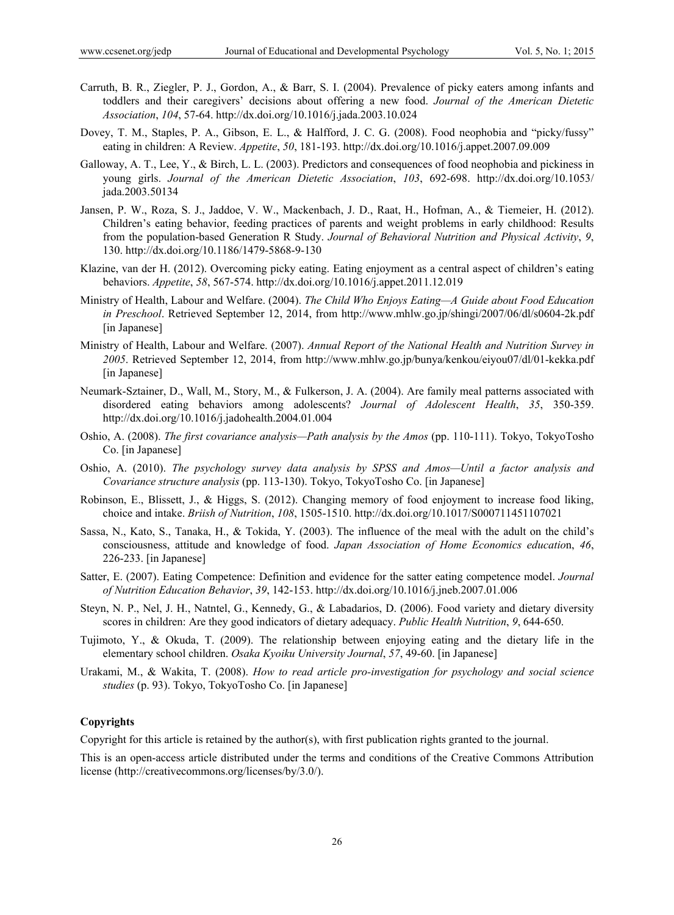Carruth, B. R., Ziegler, P. J., Gordon, A., & Barr, S. I. (2004). Prevalence of picky eaters among infants and toddlers and their caregivers' decisions about offering a new food. *Journal of the American Dietetic Association*, *104*, 57-64. http://dx.doi.org/10.1016/j.jada.2003.10.024

Dovey, T. M., Staples, P. A., Gibson, E. L., & Halfford, J. C. G. (2008). Food neophobia and "picky/fussy" eating in children: A Review. *Appetite*, *50*, 181-193. http://dx.doi.org/10.1016/j.appet.2007.09.009

Galloway, A. T., Lee, Y., & Birch, L. L. (2003). Predictors and consequences of food neophobia and pickiness in young girls. *Journal of the American Dietetic Association*, *103*, 692-698. http://dx.doi.org/10.1053/jada.2003.50134

Jansen, P. W., Roza, S. J., Jaddoe, V. W., Mackenbach, J. D., Raat, H., Hofman, A., & Tiemeier, H. (2012). Children's eating behavior, feeding practices of parents and weight problems in early childhood: Results from the population-based Generation R Study. *Journal of Behavioral Nutrition and Physical Activity*, *9*, 130. http://dx.doi.org/10.1186/1479-5868-9-130

Klazine, van der H. (2012). Overcoming picky eating. Eating enjoyment as a central aspect of children's eating behaviors. *Appetite*, *58*, 567-574. http://dx.doi.org/10.1016/j.appet.2011.12.019

Ministry of Health, Labour and Welfare. (2004). *The Child Who Enjoys Eating—A Guide about Food Education in Preschool*. Retrieved September 12, 2014, from http://www.mhlw.go.jp/shingi/2007/06/dl/s0604-2k.pdf [in Japanese]

Ministry of Health, Labour and Welfare. (2007). *Annual Report of the National Health and Nutrition Survey in 2005*. Retrieved September 12, 2014, from http://www.mhlw.go.jp/bunya/kenkou/eiyou07/dl/01-kekka.pdf [in Japanese]

Neumark-Sztainer, D., Wall, M., Story, M., & Fulkerson, J. A. (2004). Are family meal patterns associated with disordered eating behaviors among adolescents? *Journal of Adolescent Health*, *35*, 350-359. http://dx.doi.org/10.1016/j.jadohealth.2004.01.004

Oshio, A. (2008). *The first covariance analysis—Path analysis by the Amos* (pp. 110-111). Tokyo, TokyoTosho Co. [in Japanese]

Oshio, A. (2010). *The psychology survey data analysis by SPSS and Amos—Until a factor analysis and Covariance structure analysis* (pp. 113-130). Tokyo, TokyoTosho Co. [in Japanese]

Robinson, E., Blissett, J., & Higgs, S. (2012). Changing memory of food enjoyment to increase food liking, choice and intake. *Briish of Nutrition*, *108*, 1505-1510. http://dx.doi.org/10.1017/S000711451107021

Sassa, N., Kato, S., Tanaka, H., & Tokida, Y. (2003). The influence of the meal with the adult on the child's consciousness, attitude and knowledge of food. *Japan Association of Home Economics education*, *46*, 226-233. [in Japanese]

Satter, E. (2007). Eating Competence: Definition and evidence for the satter eating competence model. *Journal of Nutrition Education Behavior*, *39*, 142-153. http://dx.doi.org/10.1016/j.jneb.2007.01.006

Steyn, N. P., Nel, J. H., Natntel, G., Kennedy, G., & Labadarios, D. (2006). Food variety and dietary diversity scores in children: Are they good indicators of dietary adequacy. *Public Health Nutrition*, *9*, 644-650.

Tujimoto, Y., & Okuda, T. (2009). The relationship between enjoying eating and the dietary life in the elementary school children. *Osaka Kyoiku University Journal*, *57*, 49-60. [in Japanese]

Urakami, M., & Wakita, T. (2008). *How to read article pro-investigation for psychology and social science studies* (p. 93). Tokyo, TokyoTosho Co. [in Japanese]

**Copyrights**

Copyright for this article is retained by the author(s), with first publication rights granted to the journal.

This is an open-access article distributed under the terms and conditions of the Creative Commons Attribution license (http://creativecommons.org/licenses/by/3.0/).